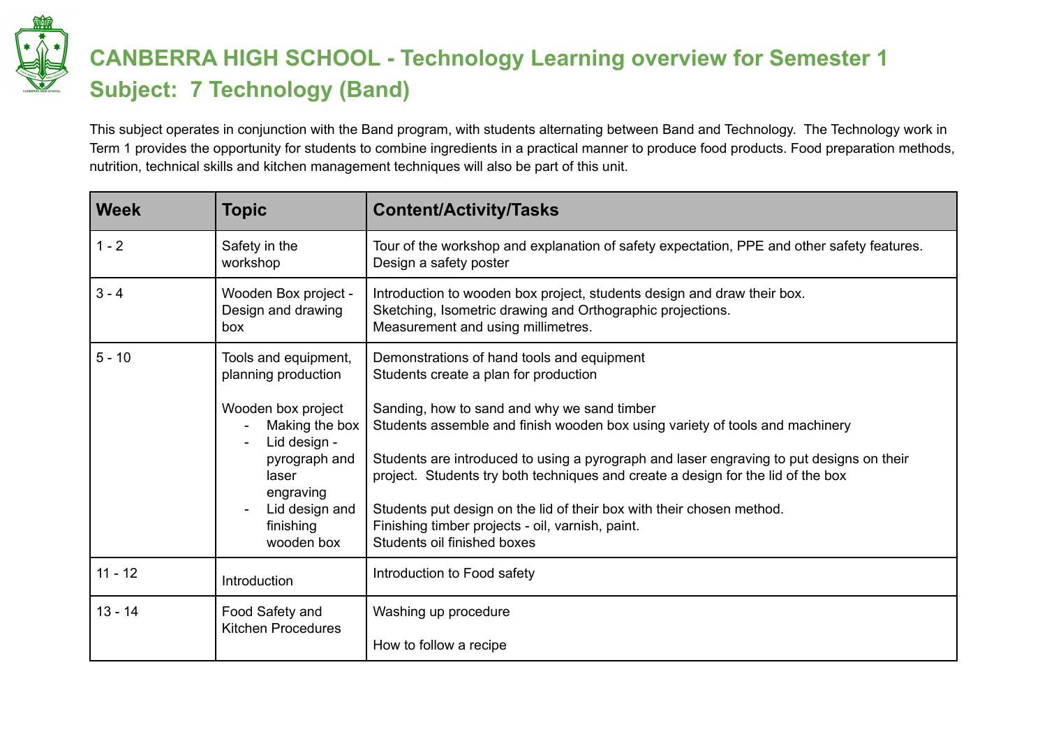# CANBERRA HIGH SCHOOL - Technology Learning overview for Semester 1
# Subject: 7 Technology (Band)

This subject operates in conjunction with the Band program, with students alternating between Band and Technology. The Technology work in Term 1 provides the opportunity for students to combine ingredients in a practical manner to produce food products. Food preparation methods, nutrition, technical skills and kitchen management techniques will also be part of this unit.

| Week | Topic | Content/Activity/Tasks |
|---|---|---|
| 1 - 2 | Safety in the workshop | Tour of the workshop and explanation of safety expectation, PPE and other safety features.<br>Design a safety poster |
| 3 - 4 | Wooden Box project - Design and drawing box | Introduction to wooden box project, students design and draw their box.<br>Sketching, Isometric drawing and Orthographic projections.<br>Measurement and using millimetres. |
| 5 - 10 | Tools and equipment, planning production<br><br>Wooden box project<br>- Making the box<br>- Lid design - pyrograph and laser engraving<br>- Lid design and finishing wooden box | Demonstrations of hand tools and equipment<br>Students create a plan for production<br><br>Sanding, how to sand and why we sand timber<br>Students assemble and finish wooden box using variety of tools and machinery<br><br>Students are introduced to using a pyrograph and laser engraving to put designs on their project. Students try both techniques and create a design for the lid of the box<br><br>Students put design on the lid of their box with their chosen method.<br>Finishing timber projects - oil, varnish, paint.<br>Students oil finished boxes |
| 11 - 12 | Introduction | Introduction to Food safety |
| 13 - 14 | Food Safety and Kitchen Procedures | Washing up procedure<br><br>How to follow a recipe |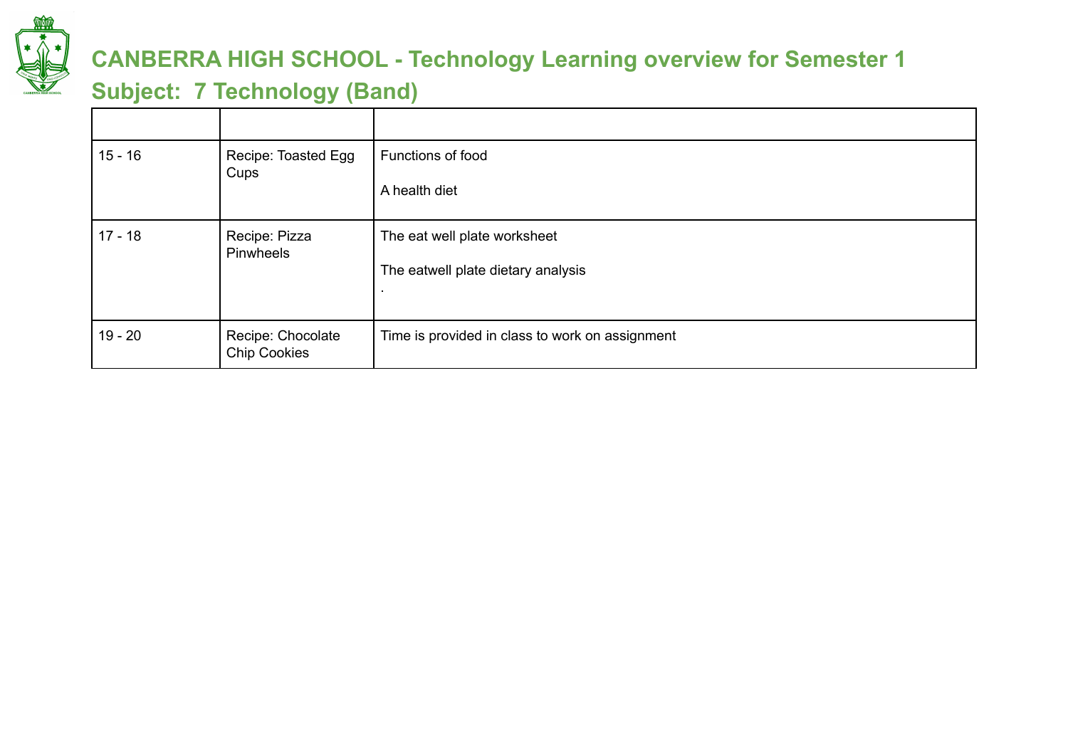# CANBERRA HIGH SCHOOL - Technology Learning overview for Semester 1

## Subject:  7 Technology (Band)

| | | |
|---|---|---|
| 15 - 16 | Recipe: Toasted Egg Cups | Functions of food<br><br>A health diet |
| 17 - 18 | Recipe: Pizza Pinwheels | The eat well plate worksheet<br><br>The eatwell plate dietary analysis<br>. |
| 19 - 20 | Recipe: Chocolate Chip Cookies | Time is provided in class to work on assignment |